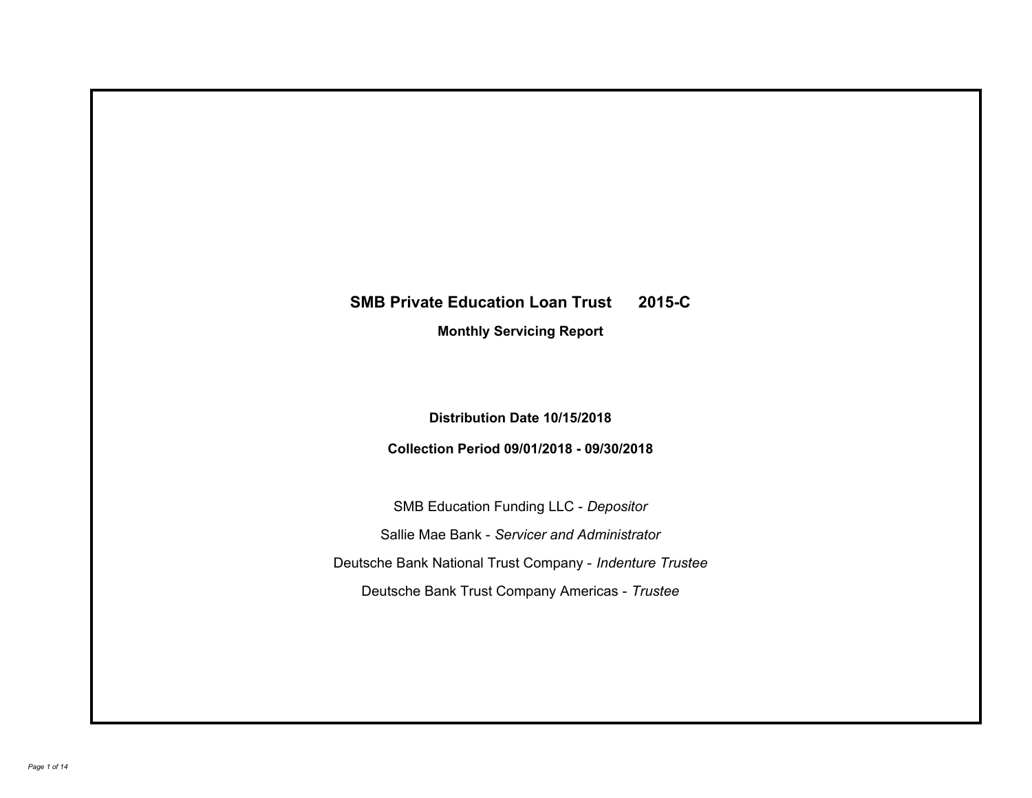# SMB Private Education Loan Trust 2015-C

**Monthly Servicing Report**

**Distribution Date 10/15/2018**

**Collection Period 09/01/2018 - 09/30/2018**

SMB Education Funding LLC - *Depositor*

Sallie Mae Bank - *Servicer and Administrator*

Deutsche Bank National Trust Company - *Indenture Trustee*

Deutsche Bank Trust Company Americas - *Trustee*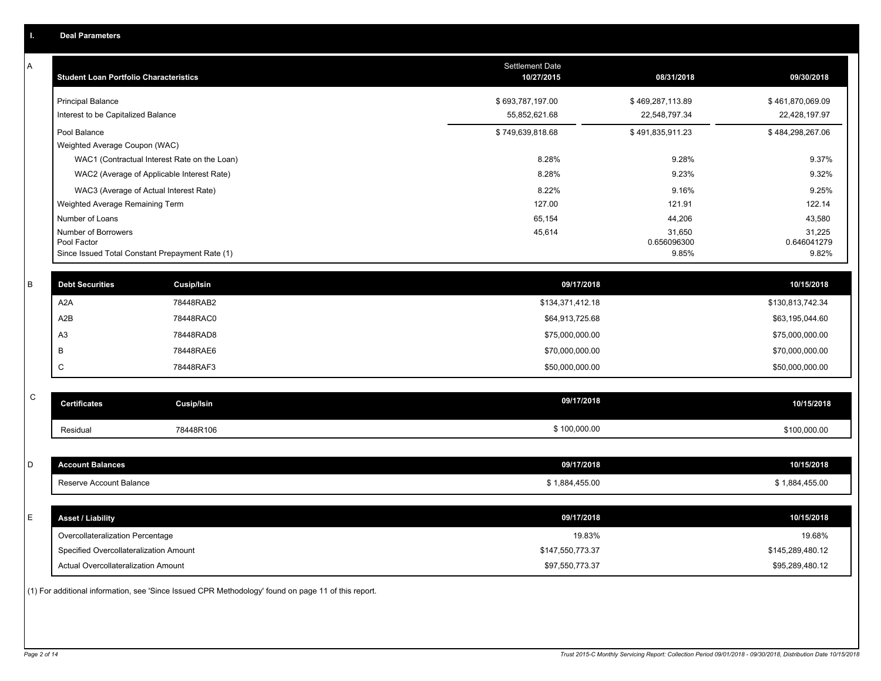## I. Deal Parameters

### A

| Student Loan Portfolio Characteristics | Settlement Date 10/27/2015 | 08/31/2018 | 09/30/2018 |
|---|---|---|---|
| Principal Balance | $ 693,787,197.00 | $ 469,287,113.89 | $ 461,870,069.09 |
| Interest to be Capitalized Balance | 55,852,621.68 | 22,548,797.34 | 22,428,197.97 |
| Pool Balance | $ 749,639,818.68 | $ 491,835,911.23 | $ 484,298,267.06 |
| Weighted Average Coupon (WAC) | | | |
| WAC1 (Contractual Interest Rate on the Loan) | 8.28% | 9.28% | 9.37% |
| WAC2 (Average of Applicable Interest Rate) | 8.28% | 9.23% | 9.32% |
| WAC3 (Average of Actual Interest Rate) | 8.22% | 9.16% | 9.25% |
| Weighted Average Remaining Term | 127.00 | 121.91 | 122.14 |
| Number of Loans | 65,154 | 44,206 | 43,580 |
| Number of Borrowers | 45,614 | 31,650 | 31,225 |
| Pool Factor | | 0.656096300 | 0.646041279 |
| Since Issued Total Constant Prepayment Rate (1) | | 9.85% | 9.82% |

### B

| Debt Securities | Cusip/Isin | 09/17/2018 | 10/15/2018 |
|---|---|---|---|
| A2A | 78448RAB2 | $134,371,412.18 | $130,813,742.34 |
| A2B | 78448RAC0 | $64,913,725.68 | $63,195,044.60 |
| A3 | 78448RAD8 | $75,000,000.00 | $75,000,000.00 |
| B | 78448RAE6 | $70,000,000.00 | $70,000,000.00 |
| C | 78448RAF3 | $50,000,000.00 | $50,000,000.00 |

### C

| Certificates | Cusip/Isin | 09/17/2018 | 10/15/2018 |
|---|---|---|---|
| Residual | 78448R106 | $ 100,000.00 | $100,000.00 |

### D

| Account Balances | 09/17/2018 | 10/15/2018 |
|---|---|---|
| Reserve Account Balance | $ 1,884,455.00 | $ 1,884,455.00 |

### E

| Asset / Liability | 09/17/2018 | 10/15/2018 |
|---|---|---|
| Overcollateralization Percentage | 19.83% | 19.68% |
| Specified Overcollateralization Amount | $147,550,773.37 | $145,289,480.12 |
| Actual Overcollateralization Amount | $97,550,773.37 | $95,289,480.12 |

(1) For additional information, see 'Since Issued CPR Methodology' found on page 11 of this report.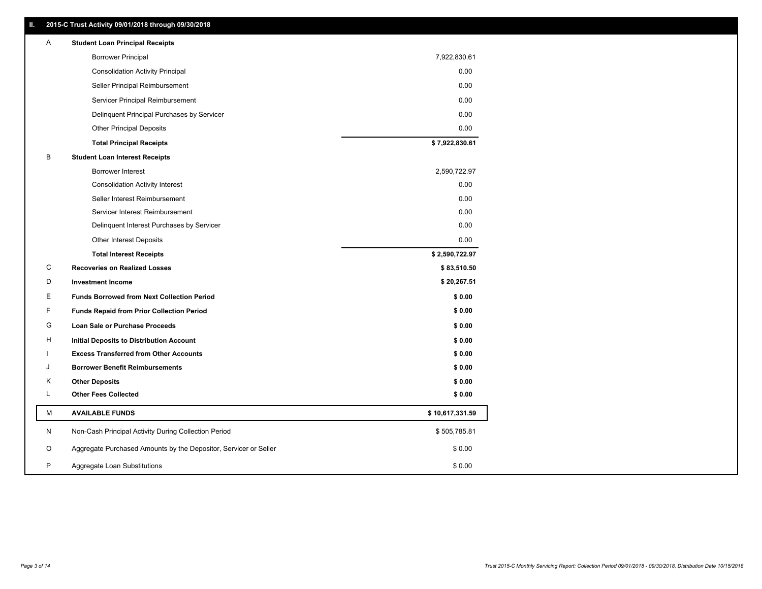## II. 2015-C Trust Activity 09/01/2018 through 09/30/2018

| | | |
|---|---|---|
| A | **Student Loan Principal Receipts** | |
| | Borrower Principal | 7,922,830.61 |
| | Consolidation Activity Principal | 0.00 |
| | Seller Principal Reimbursement | 0.00 |
| | Servicer Principal Reimbursement | 0.00 |
| | Delinquent Principal Purchases by Servicer | 0.00 |
| | Other Principal Deposits | 0.00 |
| | **Total Principal Receipts** | **$ 7,922,830.61** |
| B | **Student Loan Interest Receipts** | |
| | Borrower Interest | 2,590,722.97 |
| | Consolidation Activity Interest | 0.00 |
| | Seller Interest Reimbursement | 0.00 |
| | Servicer Interest Reimbursement | 0.00 |
| | Delinquent Interest Purchases by Servicer | 0.00 |
| | Other Interest Deposits | 0.00 |
| | **Total Interest Receipts** | **$ 2,590,722.97** |
| C | **Recoveries on Realized Losses** | **$ 83,510.50** |
| D | **Investment Income** | **$ 20,267.51** |
| E | **Funds Borrowed from Next Collection Period** | **$ 0.00** |
| F | **Funds Repaid from Prior Collection Period** | **$ 0.00** |
| G | **Loan Sale or Purchase Proceeds** | **$ 0.00** |
| H | **Initial Deposits to Distribution Account** | **$ 0.00** |
| I | **Excess Transferred from Other Accounts** | **$ 0.00** |
| J | **Borrower Benefit Reimbursements** | **$ 0.00** |
| K | **Other Deposits** | **$ 0.00** |
| L | **Other Fees Collected** | **$ 0.00** |
| M | **AVAILABLE FUNDS** | **$ 10,617,331.59** |
| N | Non-Cash Principal Activity During Collection Period | $ 505,785.81 |
| O | Aggregate Purchased Amounts by the Depositor, Servicer or Seller | $ 0.00 |
| P | Aggregate Loan Substitutions | $ 0.00 |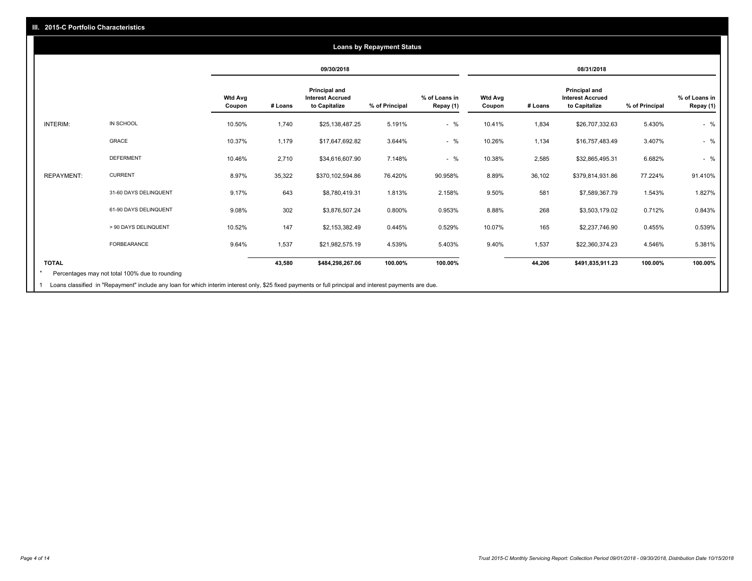## III. 2015-C Portfolio Characteristics

### Loans by Repayment Status

| | | 09/30/2018 | | | | | 08/31/2018 | | | | |
|---|---|---|---|---|---|---|---|---|---|---|---|
| | | Wtd Avg Coupon | # Loans | Principal and Interest Accrued to Capitalize | % of Principal | % of Loans in Repay (1) | Wtd Avg Coupon | # Loans | Principal and Interest Accrued to Capitalize | % of Principal | % of Loans in Repay (1) |
| INTERIM: | IN SCHOOL | 10.50% | 1,740 | $25,138,487.25 | 5.191% | - % | 10.41% | 1,834 | $26,707,332.63 | 5.430% | - % |
| | GRACE | 10.37% | 1,179 | $17,647,692.82 | 3.644% | - % | 10.26% | 1,134 | $16,757,483.49 | 3.407% | - % |
| | DEFERMENT | 10.46% | 2,710 | $34,616,607.90 | 7.148% | - % | 10.38% | 2,585 | $32,865,495.31 | 6.682% | - % |
| REPAYMENT: | CURRENT | 8.97% | 35,322 | $370,102,594.86 | 76.420% | 90.958% | 8.89% | 36,102 | $379,814,931.86 | 77.224% | 91.410% |
| | 31-60 DAYS DELINQUENT | 9.17% | 643 | $8,780,419.31 | 1.813% | 2.158% | 9.50% | 581 | $7,589,367.79 | 1.543% | 1.827% |
| | 61-90 DAYS DELINQUENT | 9.08% | 302 | $3,876,507.24 | 0.800% | 0.953% | 8.88% | 268 | $3,503,179.02 | 0.712% | 0.843% |
| | > 90 DAYS DELINQUENT | 10.52% | 147 | $2,153,382.49 | 0.445% | 0.529% | 10.07% | 165 | $2,237,746.90 | 0.455% | 0.539% |
| | FORBEARANCE | 9.64% | 1,537 | $21,982,575.19 | 4.539% | 5.403% | 9.40% | 1,537 | $22,360,374.23 | 4.546% | 5.381% |
| **TOTAL** | | | **43,580** | **$484,298,267.06** | **100.00%** | **100.00%** | | **44,206** | **$491,835,911.23** | **100.00%** | **100.00%** |

* Percentages may not total 100% due to rounding

1 Loans classified in "Repayment" include any loan for which interim interest only, $25 fixed payments or full principal and interest payments are due.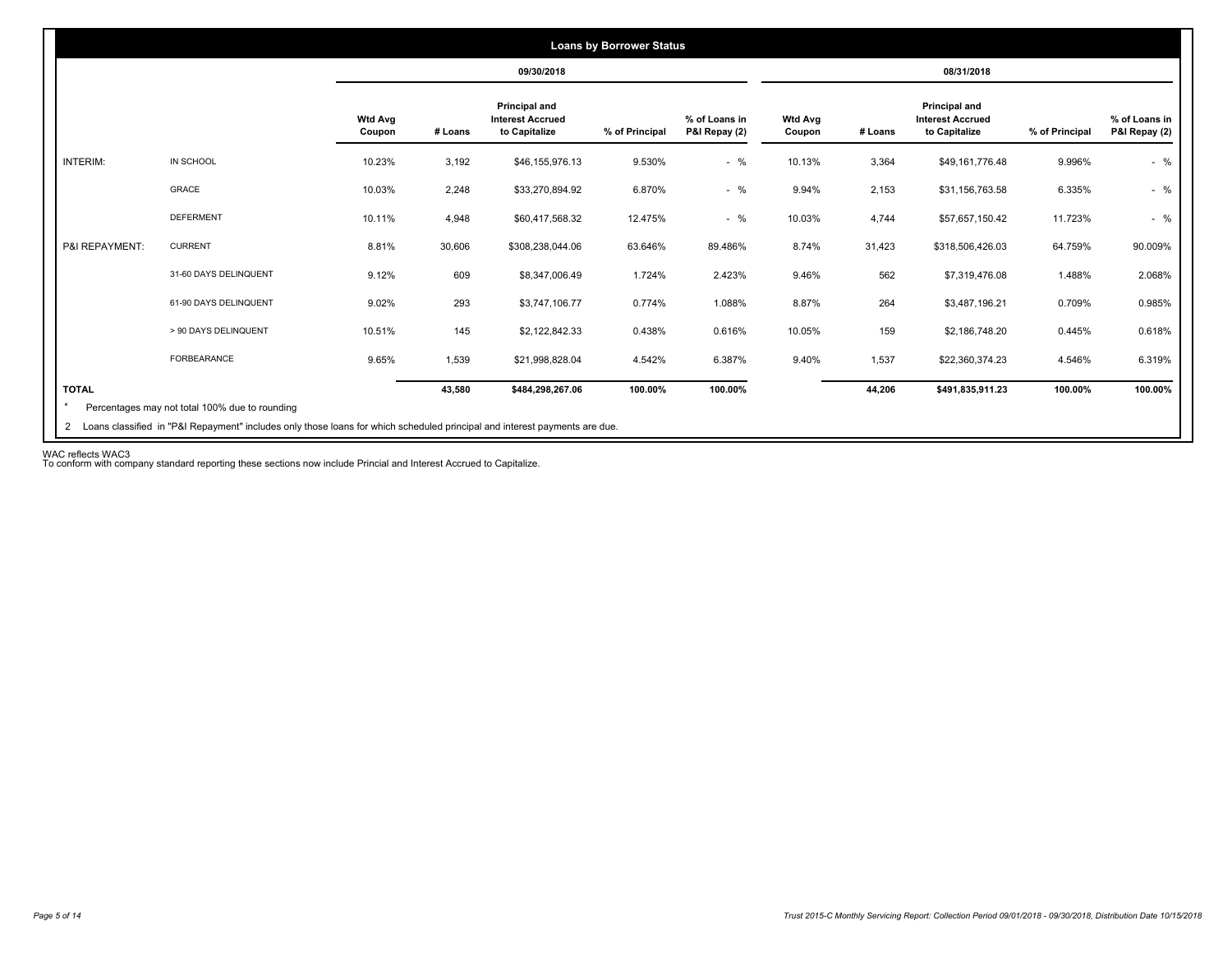## Loans by Borrower Status

| | | 09/30/2018 | | | | | 08/31/2018 | | | | |
|---|---|---|---|---|---|---|---|---|---|---|---|
| | | Wtd Avg Coupon | # Loans | Principal and Interest Accrued to Capitalize | % of Principal | % of Loans in P&I Repay (2) | Wtd Avg Coupon | # Loans | Principal and Interest Accrued to Capitalize | % of Principal | % of Loans in P&I Repay (2) |
| INTERIM: | IN SCHOOL | 10.23% | 3,192 | $46,155,976.13 | 9.530% | - % | 10.13% | 3,364 | $49,161,776.48 | 9.996% | - % |
| | GRACE | 10.03% | 2,248 | $33,270,894.92 | 6.870% | - % | 9.94% | 2,153 | $31,156,763.58 | 6.335% | - % |
| | DEFERMENT | 10.11% | 4,948 | $60,417,568.32 | 12.475% | - % | 10.03% | 4,744 | $57,657,150.42 | 11.723% | - % |
| P&I REPAYMENT: | CURRENT | 8.81% | 30,606 | $308,238,044.06 | 63.646% | 89.486% | 8.74% | 31,423 | $318,506,426.03 | 64.759% | 90.009% |
| | 31-60 DAYS DELINQUENT | 9.12% | 609 | $8,347,006.49 | 1.724% | 2.423% | 9.46% | 562 | $7,319,476.08 | 1.488% | 2.068% |
| | 61-90 DAYS DELINQUENT | 9.02% | 293 | $3,747,106.77 | 0.774% | 1.088% | 8.87% | 264 | $3,487,196.21 | 0.709% | 0.985% |
| | > 90 DAYS DELINQUENT | 10.51% | 145 | $2,122,842.33 | 0.438% | 0.616% | 10.05% | 159 | $2,186,748.20 | 0.445% | 0.618% |
| | FORBEARANCE | 9.65% | 1,539 | $21,998,828.04 | 4.542% | 6.387% | 9.40% | 1,537 | $22,360,374.23 | 4.546% | 6.319% |
| **TOTAL** | | | **43,580** | **$484,298,267.06** | **100.00%** | **100.00%** | | **44,206** | **$491,835,911.23** | **100.00%** | **100.00%** |

* Percentages may not total 100% due to rounding

2 Loans classified in "P&I Repayment" includes only those loans for which scheduled principal and interest payments are due.

WAC reflects WAC3

To conform with company standard reporting these sections now include Princial and Interest Accrued to Capitalize.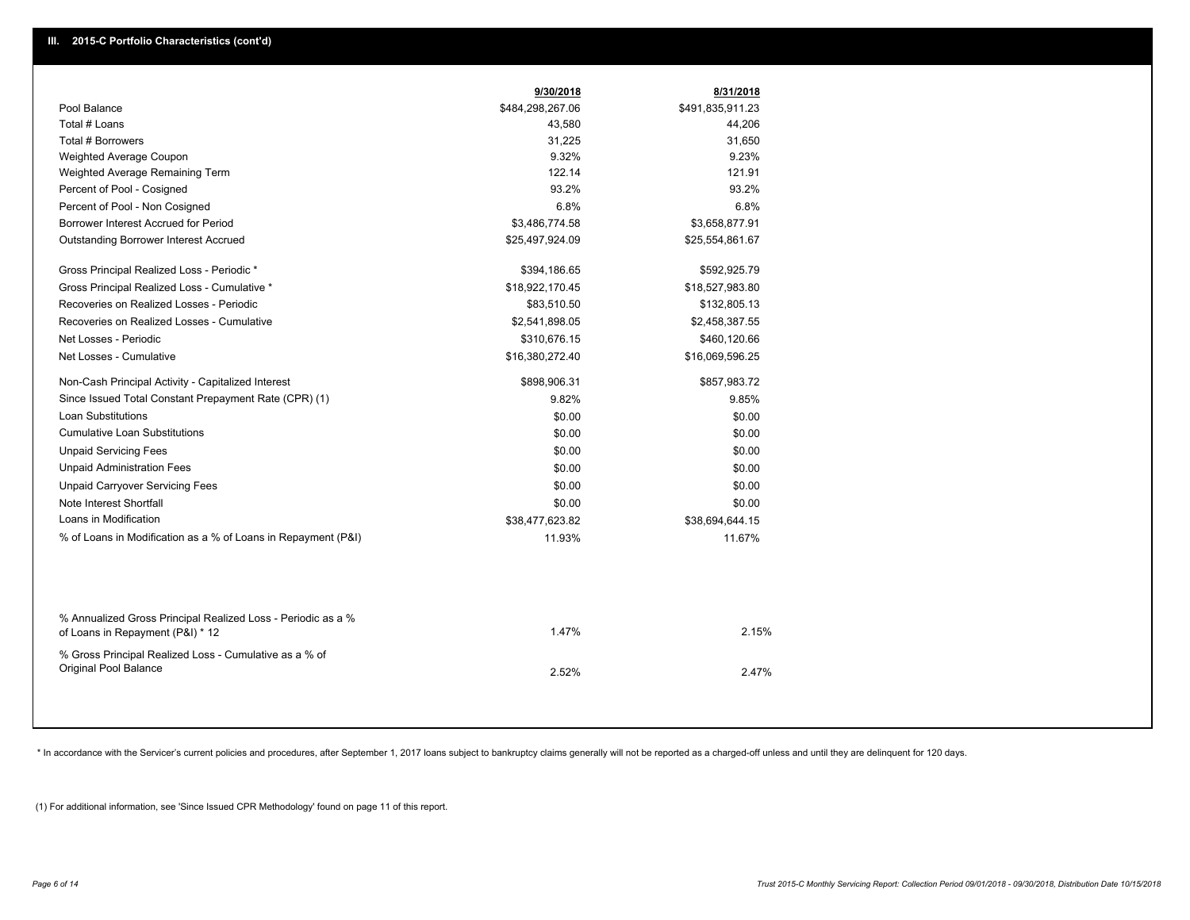## III. 2015-C Portfolio Characteristics (cont'd)

| | 9/30/2018 | 8/31/2018 |
|---|---|---|
| Pool Balance | $484,298,267.06 | $491,835,911.23 |
| Total # Loans | 43,580 | 44,206 |
| Total # Borrowers | 31,225 | 31,650 |
| Weighted Average Coupon | 9.32% | 9.23% |
| Weighted Average Remaining Term | 122.14 | 121.91 |
| Percent of Pool - Cosigned | 93.2% | 93.2% |
| Percent of Pool - Non Cosigned | 6.8% | 6.8% |
| Borrower Interest Accrued for Period | $3,486,774.58 | $3,658,877.91 |
| Outstanding Borrower Interest Accrued | $25,497,924.09 | $25,554,861.67 |
| Gross Principal Realized Loss - Periodic * | $394,186.65 | $592,925.79 |
| Gross Principal Realized Loss - Cumulative * | $18,922,170.45 | $18,527,983.80 |
| Recoveries on Realized Losses - Periodic | $83,510.50 | $132,805.13 |
| Recoveries on Realized Losses - Cumulative | $2,541,898.05 | $2,458,387.55 |
| Net Losses - Periodic | $310,676.15 | $460,120.66 |
| Net Losses - Cumulative | $16,380,272.40 | $16,069,596.25 |
| Non-Cash Principal Activity - Capitalized Interest | $898,906.31 | $857,983.72 |
| Since Issued Total Constant Prepayment Rate (CPR) (1) | 9.82% | 9.85% |
| Loan Substitutions | $0.00 | $0.00 |
| Cumulative Loan Substitutions | $0.00 | $0.00 |
| Unpaid Servicing Fees | $0.00 | $0.00 |
| Unpaid Administration Fees | $0.00 | $0.00 |
| Unpaid Carryover Servicing Fees | $0.00 | $0.00 |
| Note Interest Shortfall | $0.00 | $0.00 |
| Loans in Modification | $38,477,623.82 | $38,694,644.15 |
| % of Loans in Modification as a % of Loans in Repayment (P&I) | 11.93% | 11.67% |
| % Annualized Gross Principal Realized Loss - Periodic as a % of Loans in Repayment (P&I) * 12 | 1.47% | 2.15% |
| % Gross Principal Realized Loss - Cumulative as a % of Original Pool Balance | 2.52% | 2.47% |

* In accordance with the Servicer's current policies and procedures, after September 1, 2017 loans subject to bankruptcy claims generally will not be reported as a charged-off unless and until they are delinquent for 120 days.

(1) For additional information, see 'Since Issued CPR Methodology' found on page 11 of this report.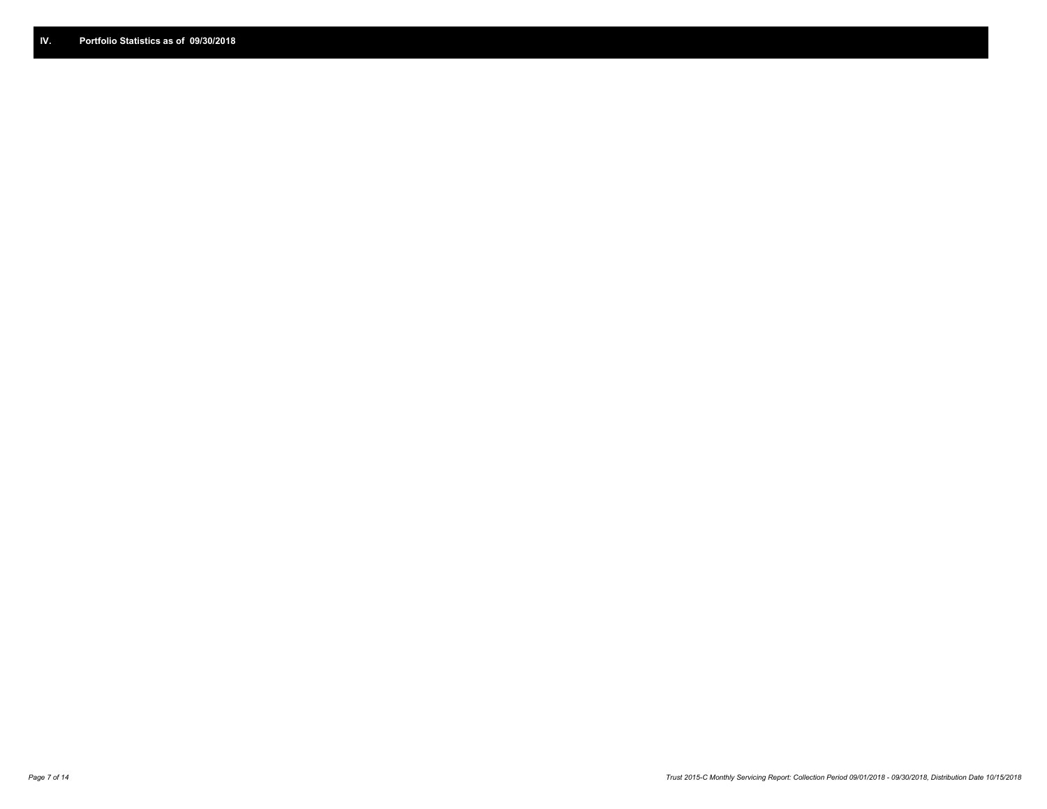# IV. Portfolio Statistics as of 09/30/2018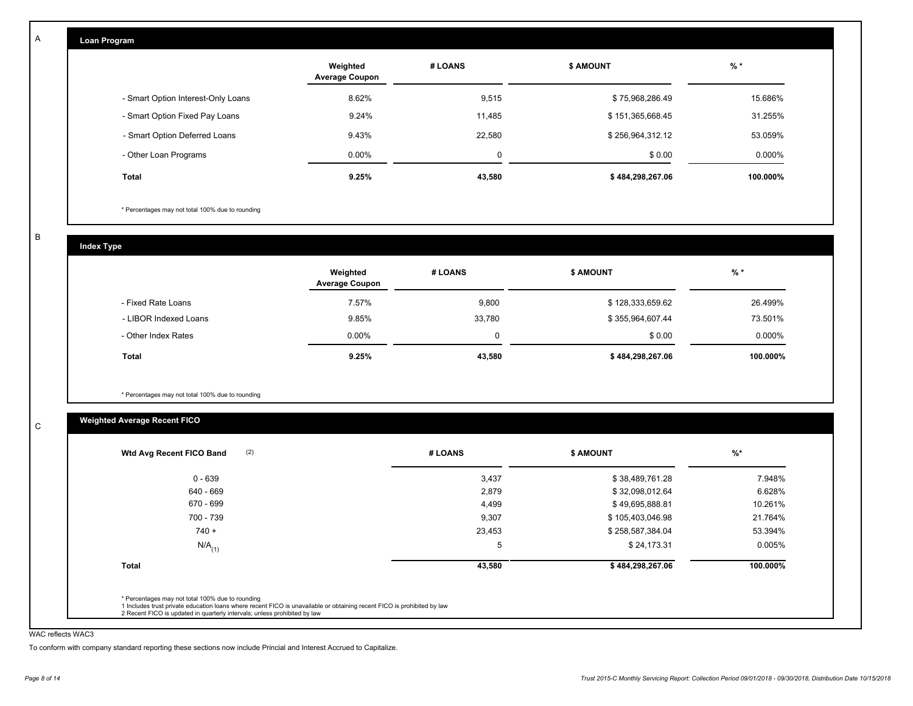A

## Loan Program

| | Weighted Average Coupon | # LOANS | $ AMOUNT | % * |
|---|---|---|---|---|
| - Smart Option Interest-Only Loans | 8.62% | 9,515 | $ 75,968,286.49 | 15.686% |
| - Smart Option Fixed Pay Loans | 9.24% | 11,485 | $ 151,365,668.45 | 31.255% |
| - Smart Option Deferred Loans | 9.43% | 22,580 | $ 256,964,312.12 | 53.059% |
| - Other Loan Programs | 0.00% | 0 | $ 0.00 | 0.000% |
| **Total** | **9.25%** | **43,580** | **$ 484,298,267.06** | **100.000%** |

* Percentages may not total 100% due to rounding

B

## Index Type

| | Weighted Average Coupon | # LOANS | $ AMOUNT | % * |
|---|---|---|---|---|
| - Fixed Rate Loans | 7.57% | 9,800 | $ 128,333,659.62 | 26.499% |
| - LIBOR Indexed Loans | 9.85% | 33,780 | $ 355,964,607.44 | 73.501% |
| - Other Index Rates | 0.00% | 0 | $ 0.00 | 0.000% |
| **Total** | **9.25%** | **43,580** | **$ 484,298,267.06** | **100.000%** |

* Percentages may not total 100% due to rounding

C

## Weighted Average Recent FICO

| Wtd Avg Recent FICO Band (2) | # LOANS | $ AMOUNT | %* |
|---|---|---|---|
| 0 - 639 | 3,437 | $ 38,489,761.28 | 7.948% |
| 640 - 669 | 2,879 | $ 32,098,012.64 | 6.628% |
| 670 - 699 | 4,499 | $ 49,695,888.81 | 10.261% |
| 700 - 739 | 9,307 | $ 105,403,046.98 | 21.764% |
| 740 + | 23,453 | $ 258,587,384.04 | 53.394% |
| N/A(1) | 5 | $ 24,173.31 | 0.005% |
| **Total** | **43,580** | **$ 484,298,267.06** | **100.000%** |

* Percentages may not total 100% due to rounding
1 Includes trust private education loans where recent FICO is unavailable or obtaining recent FICO is prohibited by law
2 Recent FICO is updated in quarterly intervals; unless prohibited by law

WAC reflects WAC3

To conform with company standard reporting these sections now include Princial and Interest Accrued to Capitalize.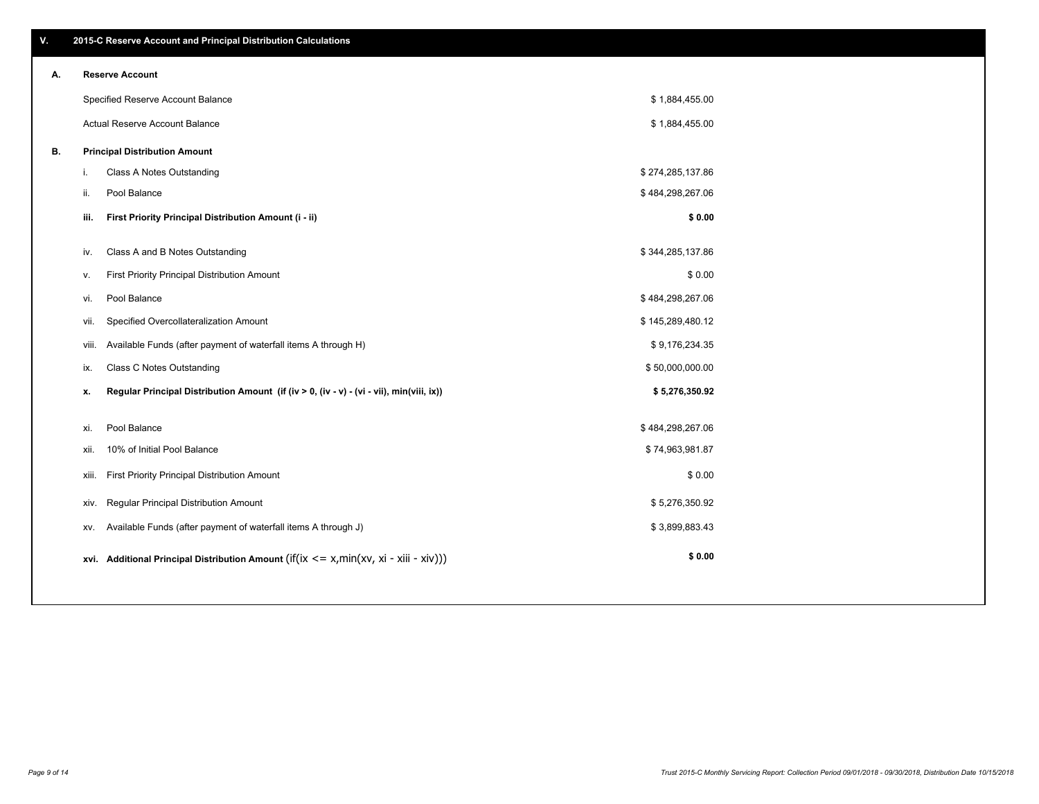## V. 2015-C Reserve Account and Principal Distribution Calculations

### A. Reserve Account

| | |
|---|---|
| Specified Reserve Account Balance | $ 1,884,455.00 |
| Actual Reserve Account Balance | $ 1,884,455.00 |

### B. Principal Distribution Amount

| | | |
|---|---|---|
| i. | Class A Notes Outstanding | $ 274,285,137.86 |
| ii. | Pool Balance | $ 484,298,267.06 |
| **iii.** | **First Priority Principal Distribution Amount (i - ii)** | **$ 0.00** |
| iv. | Class A and B Notes Outstanding | $ 344,285,137.86 |
| v. | First Priority Principal Distribution Amount | $ 0.00 |
| vi. | Pool Balance | $ 484,298,267.06 |
| vii. | Specified Overcollateralization Amount | $ 145,289,480.12 |
| viii. | Available Funds (after payment of waterfall items A through H) | $ 9,176,234.35 |
| ix. | Class C Notes Outstanding | $ 50,000,000.00 |
| **x.** | **Regular Principal Distribution Amount (if (iv > 0, (iv - v) - (vi - vii), min(viii, ix))** | **$ 5,276,350.92** |
| xi. | Pool Balance | $ 484,298,267.06 |
| xii. | 10% of Initial Pool Balance | $ 74,963,981.87 |
| xiii. | First Priority Principal Distribution Amount | $ 0.00 |
| xiv. | Regular Principal Distribution Amount | $ 5,276,350.92 |
| xv. | Available Funds (after payment of waterfall items A through J) | $ 3,899,883.43 |
| **xvi.** | **Additional Principal Distribution Amount** (if(ix <= x,min(xv, xi - xiii - xiv))) | **$ 0.00** |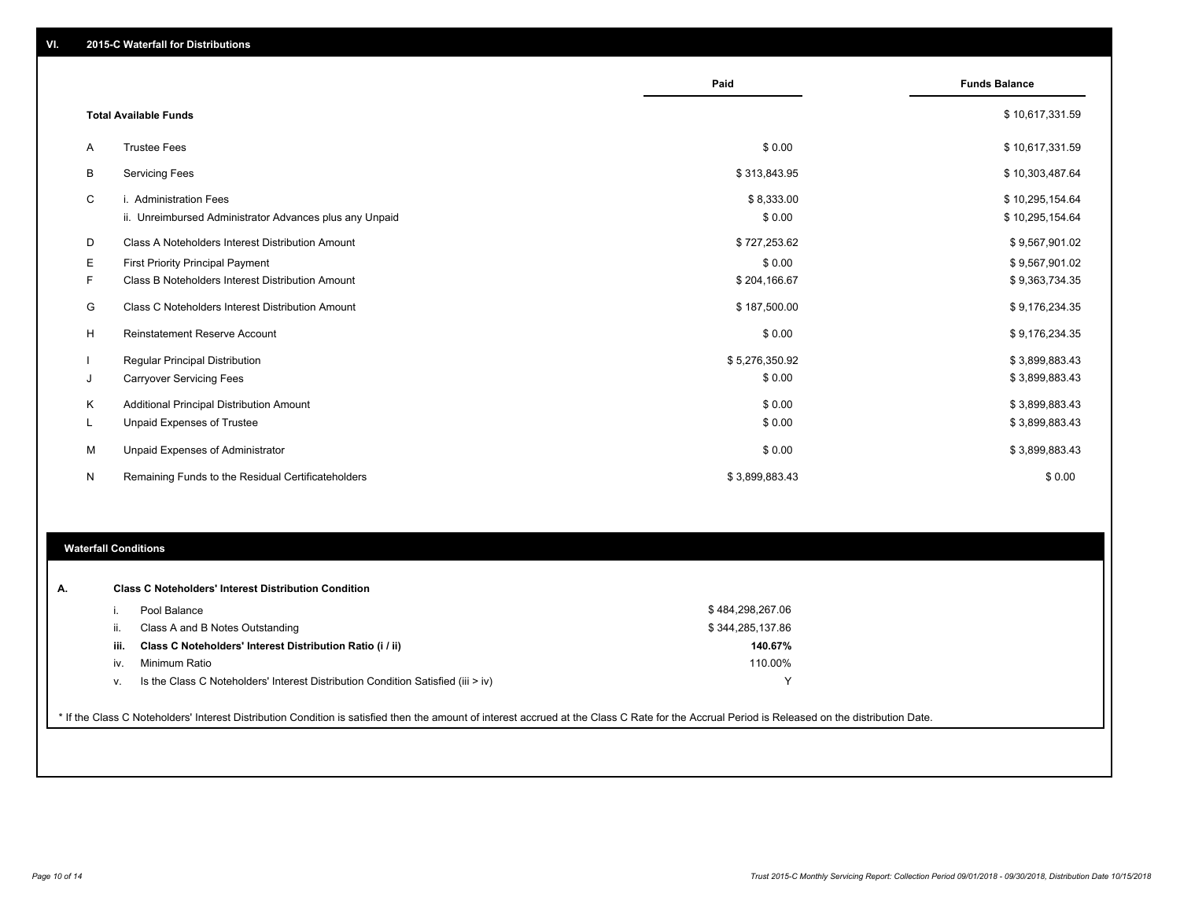## VI. 2015-C Waterfall for Distributions

| | | Paid | Funds Balance |
|---|---|---|---|
| | **Total Available Funds** | | $ 10,617,331.59 |
| A | Trustee Fees | $ 0.00 | $ 10,617,331.59 |
| B | Servicing Fees | $ 313,843.95 | $ 10,303,487.64 |
| C | i. Administration Fees | $ 8,333.00 | $ 10,295,154.64 |
| | ii. Unreimbursed Administrator Advances plus any Unpaid | $ 0.00 | $ 10,295,154.64 |
| D | Class A Noteholders Interest Distribution Amount | $ 727,253.62 | $ 9,567,901.02 |
| E | First Priority Principal Payment | $ 0.00 | $ 9,567,901.02 |
| F | Class B Noteholders Interest Distribution Amount | $ 204,166.67 | $ 9,363,734.35 |
| G | Class C Noteholders Interest Distribution Amount | $ 187,500.00 | $ 9,176,234.35 |
| H | Reinstatement Reserve Account | $ 0.00 | $ 9,176,234.35 |
| I | Regular Principal Distribution | $ 5,276,350.92 | $ 3,899,883.43 |
| J | Carryover Servicing Fees | $ 0.00 | $ 3,899,883.43 |
| K | Additional Principal Distribution Amount | $ 0.00 | $ 3,899,883.43 |
| L | Unpaid Expenses of Trustee | $ 0.00 | $ 3,899,883.43 |
| M | Unpaid Expenses of Administrator | $ 0.00 | $ 3,899,883.43 |
| N | Remaining Funds to the Residual Certificateholders | $ 3,899,883.43 | $ 0.00 |

### Waterfall Conditions

**A. Class C Noteholders' Interest Distribution Condition**

| | | |
|---|---|---|
| i. | Pool Balance | $ 484,298,267.06 |
| ii. | Class A and B Notes Outstanding | $ 344,285,137.86 |
| **iii.** | **Class C Noteholders' Interest Distribution Ratio (i / ii)** | **140.67%** |
| iv. | Minimum Ratio | 110.00% |
| v. | Is the Class C Noteholders' Interest Distribution Condition Satisfied (iii > iv) | Y |

* If the Class C Noteholders' Interest Distribution Condition is satisfied then the amount of interest accrued at the Class C Rate for the Accrual Period is Released on the distribution Date.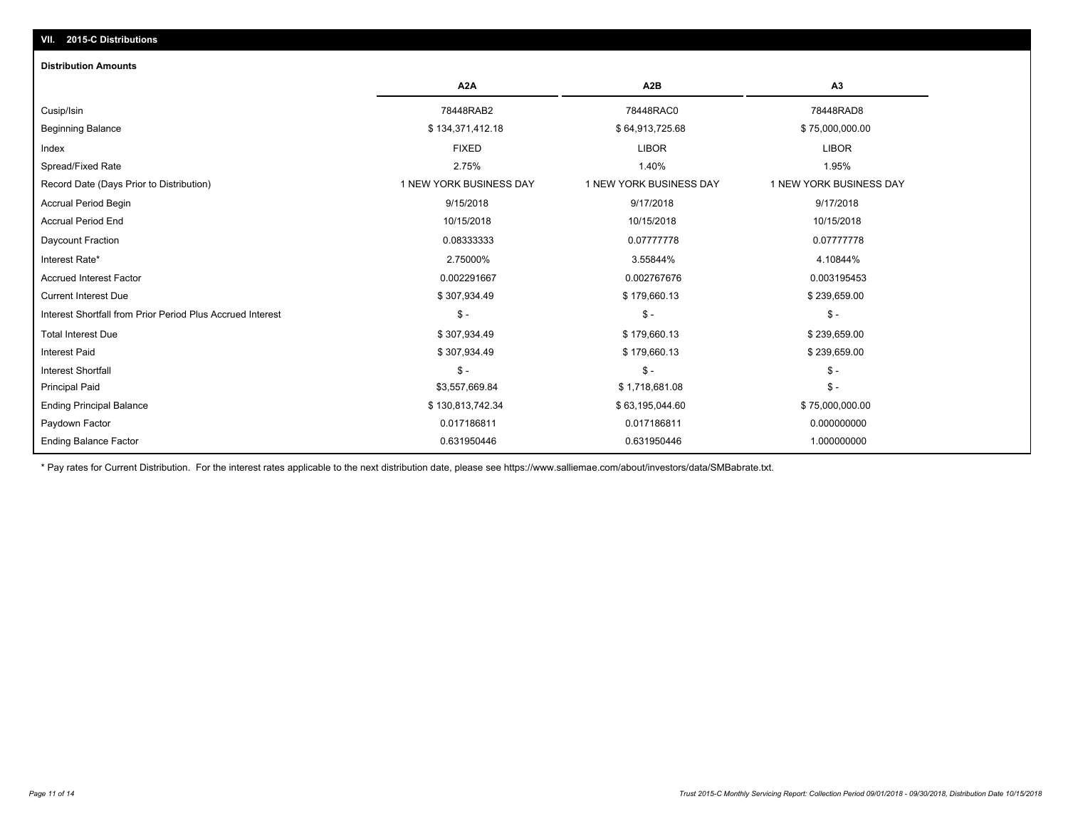## VII. 2015-C Distributions

### Distribution Amounts

| | A2A | A2B | A3 |
|---|---|---|---|
| Cusip/Isin | 78448RAB2 | 78448RAC0 | 78448RAD8 |
| Beginning Balance | $ 134,371,412.18 | $ 64,913,725.68 | $ 75,000,000.00 |
| Index | FIXED | LIBOR | LIBOR |
| Spread/Fixed Rate | 2.75% | 1.40% | 1.95% |
| Record Date (Days Prior to Distribution) | 1 NEW YORK BUSINESS DAY | 1 NEW YORK BUSINESS DAY | 1 NEW YORK BUSINESS DAY |
| Accrual Period Begin | 9/15/2018 | 9/17/2018 | 9/17/2018 |
| Accrual Period End | 10/15/2018 | 10/15/2018 | 10/15/2018 |
| Daycount Fraction | 0.08333333 | 0.07777778 | 0.07777778 |
| Interest Rate* | 2.75000% | 3.55844% | 4.10844% |
| Accrued Interest Factor | 0.002291667 | 0.002767676 | 0.003195453 |
| Current Interest Due | $ 307,934.49 | $ 179,660.13 | $ 239,659.00 |
| Interest Shortfall from Prior Period Plus Accrued Interest | $ - | $ - | $ - |
| Total Interest Due | $ 307,934.49 | $ 179,660.13 | $ 239,659.00 |
| Interest Paid | $ 307,934.49 | $ 179,660.13 | $ 239,659.00 |
| Interest Shortfall | $ - | $ - | $ - |
| Principal Paid | $3,557,669.84 | $ 1,718,681.08 | $ - |
| Ending Principal Balance | $ 130,813,742.34 | $ 63,195,044.60 | $ 75,000,000.00 |
| Paydown Factor | 0.017186811 | 0.017186811 | 0.000000000 |
| Ending Balance Factor | 0.631950446 | 0.631950446 | 1.000000000 |

* Pay rates for Current Distribution. For the interest rates applicable to the next distribution date, please see https://www.salliemae.com/about/investors/data/SMBabrate.txt.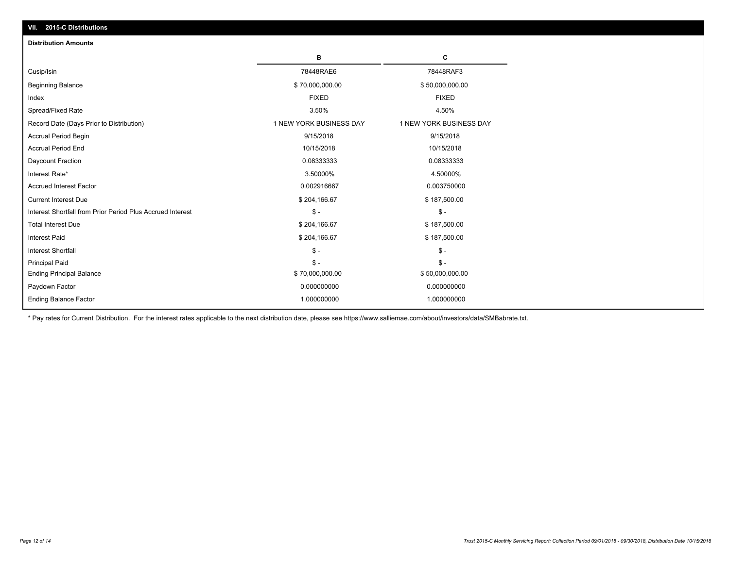## VII. 2015-C Distributions

### Distribution Amounts

| | B | C |
|---|---|---|
| Cusip/Isin | 78448RAE6 | 78448RAF3 |
| Beginning Balance | $ 70,000,000.00 | $ 50,000,000.00 |
| Index | FIXED | FIXED |
| Spread/Fixed Rate | 3.50% | 4.50% |
| Record Date (Days Prior to Distribution) | 1 NEW YORK BUSINESS DAY | 1 NEW YORK BUSINESS DAY |
| Accrual Period Begin | 9/15/2018 | 9/15/2018 |
| Accrual Period End | 10/15/2018 | 10/15/2018 |
| Daycount Fraction | 0.08333333 | 0.08333333 |
| Interest Rate* | 3.50000% | 4.50000% |
| Accrued Interest Factor | 0.002916667 | 0.003750000 |
| Current Interest Due | $ 204,166.67 | $ 187,500.00 |
| Interest Shortfall from Prior Period Plus Accrued Interest | $ - | $ - |
| Total Interest Due | $ 204,166.67 | $ 187,500.00 |
| Interest Paid | $ 204,166.67 | $ 187,500.00 |
| Interest Shortfall | $ - | $ - |
| Principal Paid | $ - | $ - |
| Ending Principal Balance | $ 70,000,000.00 | $ 50,000,000.00 |
| Paydown Factor | 0.000000000 | 0.000000000 |
| Ending Balance Factor | 1.000000000 | 1.000000000 |

* Pay rates for Current Distribution. For the interest rates applicable to the next distribution date, please see https://www.salliemae.com/about/investors/data/SMBabrate.txt.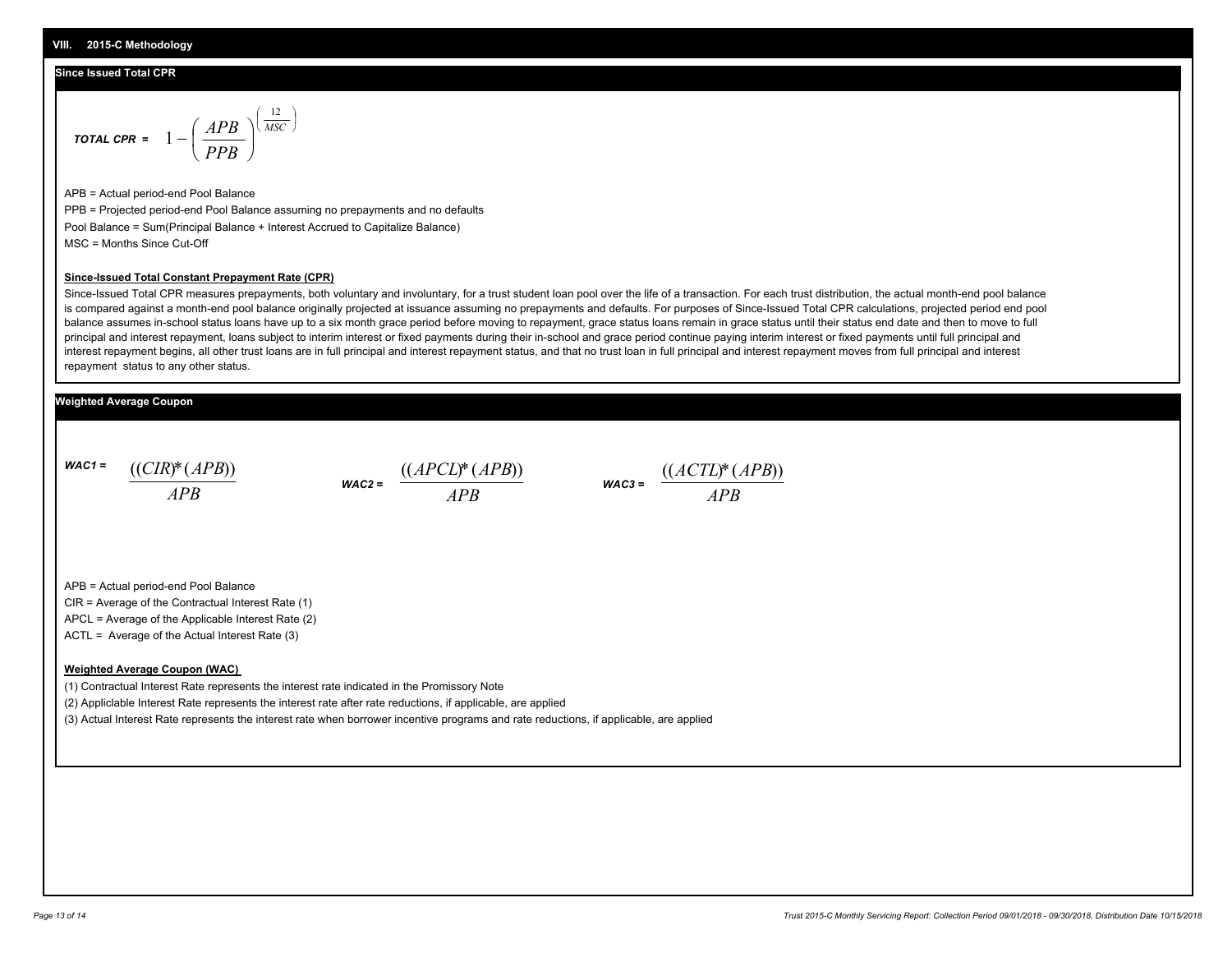## VIII. 2015-C Methodology

### Since Issued Total CPR

$$\textit{TOTAL CPR} = 1 - \left(\frac{APB}{PPB}\right)^{\left(\frac{12}{MSC}\right)}$$

APB = Actual period-end Pool Balance

PPB = Projected period-end Pool Balance assuming no prepayments and no defaults

Pool Balance = Sum(Principal Balance + Interest Accrued to Capitalize Balance)

MSC = Months Since Cut-Off

**Since-Issued Total Constant Prepayment Rate (CPR)**

Since-Issued Total CPR measures prepayments, both voluntary and involuntary, for a trust student loan pool over the life of a transaction. For each trust distribution, the actual month-end pool balance is compared against a month-end pool balance originally projected at issuance assuming no prepayments and defaults. For purposes of Since-Issued Total CPR calculations, projected period end pool balance assumes in-school status loans have up to a six month grace period before moving to repayment, grace status loans remain in grace status until their status end date and then to move to full principal and interest repayment, loans subject to interim interest or fixed payments during their in-school and grace period continue paying interim interest or fixed payments until full principal and interest repayment begins, all other trust loans are in full principal and interest repayment status, and that no trust loan in full principal and interest repayment moves from full principal and interest repayment status to any other status.

### Weighted Average Coupon

$$\textit{WAC1} = \frac{((CIR)*(APB))}{APB} \qquad \textit{WAC2} = \frac{((APCL)*(APB))}{APB} \qquad \textit{WAC3} = \frac{((ACTL)*(APB))}{APB}$$

APB = Actual period-end Pool Balance

CIR = Average of the Contractual Interest Rate (1)

APCL = Average of the Applicable Interest Rate (2)

ACTL = Average of the Actual Interest Rate (3)

**Weighted Average Coupon (WAC)**

(1) Contractual Interest Rate represents the interest rate indicated in the Promissory Note

(2) Appliclable Interest Rate represents the interest rate after rate reductions, if applicable, are applied

(3) Actual Interest Rate represents the interest rate when borrower incentive programs and rate reductions, if applicable, are applied